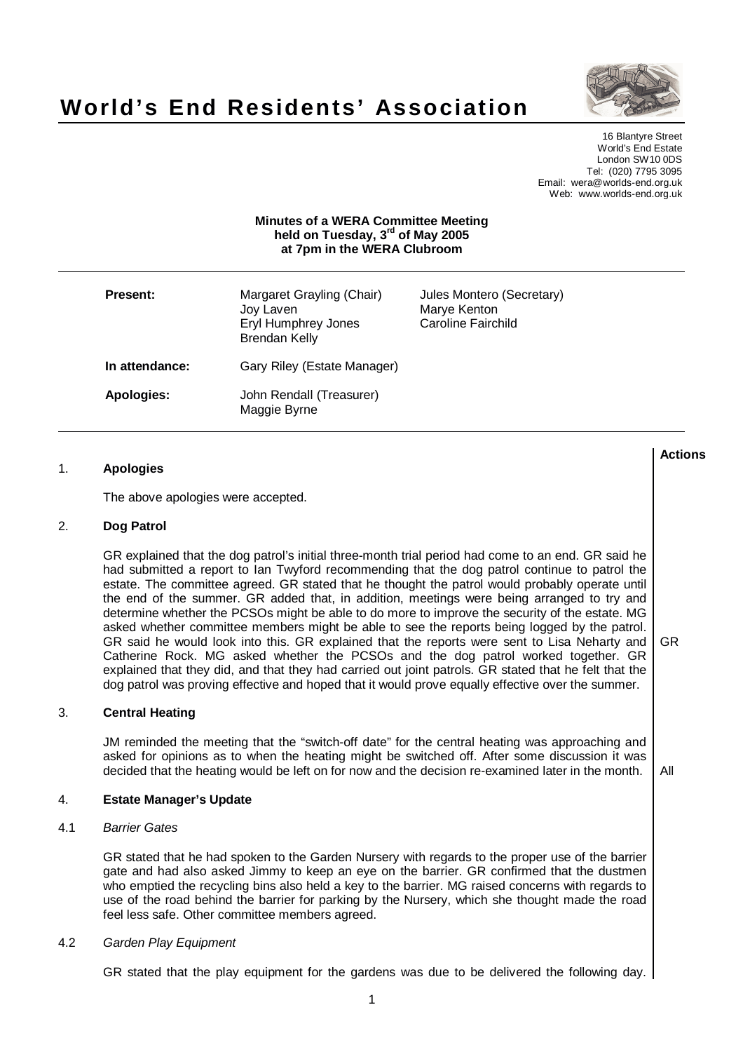# World's End Residents' Association

16 Blantyre Street
World's End Estate
London SW10 0DS
Tel: (020) 7795 3095
Email: wera@worlds-end.org.uk
Web: www.worlds-end.org.uk

**Minutes of a WERA Committee Meeting held on Tuesday, 3rd of May 2005 at 7pm in the WERA Clubroom**

| | | |
|---|---|---|
| **Present:** | Margaret Grayling (Chair)<br>Joy Laven<br>Eryl Humphrey Jones<br>Brendan Kelly | Jules Montero (Secretary)<br>Marye Kenton<br>Caroline Fairchild |
| **In attendance:** | Gary Riley (Estate Manager) | |
| **Apologies:** | John Rendall (Treasurer)<br>Maggie Byrne | |

**Actions**

## 1. Apologies

The above apologies were accepted.

## 2. Dog Patrol

GR explained that the dog patrol's initial three-month trial period had come to an end. GR said he had submitted a report to Ian Twyford recommending that the dog patrol continue to patrol the estate. The committee agreed. GR stated that he thought the patrol would probably operate until the end of the summer. GR added that, in addition, meetings were being arranged to try and determine whether the PCSOs might be able to do more to improve the security of the estate. MG asked whether committee members might be able to see the reports being logged by the patrol. GR said he would look into this. GR explained that the reports were sent to Lisa Neharty and Catherine Rock. MG asked whether the PCSOs and the dog patrol worked together. GR explained that they did, and that they had carried out joint patrols. GR stated that he felt that the dog patrol was proving effective and hoped that it would prove equally effective over the summer. — **GR**

## 3. Central Heating

JM reminded the meeting that the "switch-off date" for the central heating was approaching and asked for opinions as to when the heating might be switched off. After some discussion it was decided that the heating would be left on for now and the decision re-examined later in the month. — **All**

## 4. Estate Manager's Update

### 4.1 *Barrier Gates*

GR stated that he had spoken to the Garden Nursery with regards to the proper use of the barrier gate and had also asked Jimmy to keep an eye on the barrier. GR confirmed that the dustmen who emptied the recycling bins also held a key to the barrier. MG raised concerns with regards to use of the road behind the barrier for parking by the Nursery, which she thought made the road feel less safe. Other committee members agreed.

### 4.2 *Garden Play Equipment*

GR stated that the play equipment for the gardens was due to be delivered the following day.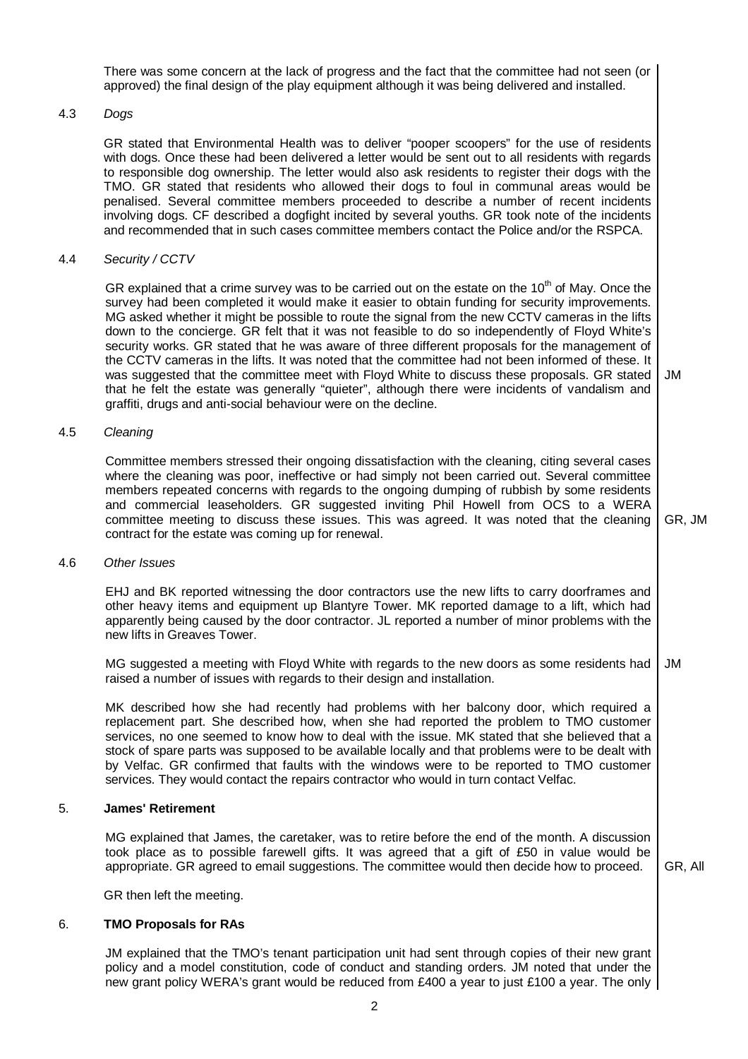There was some concern at the lack of progress and the fact that the committee had not seen (or approved) the final design of the play equipment although it was being delivered and installed.

### 4.3 *Dogs*

GR stated that Environmental Health was to deliver "pooper scoopers" for the use of residents with dogs. Once these had been delivered a letter would be sent out to all residents with regards to responsible dog ownership. The letter would also ask residents to register their dogs with the TMO. GR stated that residents who allowed their dogs to foul in communal areas would be penalised. Several committee members proceeded to describe a number of recent incidents involving dogs. CF described a dogfight incited by several youths. GR took note of the incidents and recommended that in such cases committee members contact the Police and/or the RSPCA.

### 4.4 *Security / CCTV*

GR explained that a crime survey was to be carried out on the estate on the 10th of May. Once the survey had been completed it would make it easier to obtain funding for security improvements. MG asked whether it might be possible to route the signal from the new CCTV cameras in the lifts down to the concierge. GR felt that it was not feasible to do so independently of Floyd White's security works. GR stated that he was aware of three different proposals for the management of the CCTV cameras in the lifts. It was noted that the committee had not been informed of these. It was suggested that the committee meet with Floyd White to discuss these proposals. GR stated that he felt the estate was generally "quieter", although there were incidents of vandalism and graffiti, drugs and anti-social behaviour were on the decline. **JM**

### 4.5 *Cleaning*

Committee members stressed their ongoing dissatisfaction with the cleaning, citing several cases where the cleaning was poor, ineffective or had simply not been carried out. Several committee members repeated concerns with regards to the ongoing dumping of rubbish by some residents and commercial leaseholders. GR suggested inviting Phil Howell from OCS to a WERA committee meeting to discuss these issues. This was agreed. It was noted that the cleaning contract for the estate was coming up for renewal. **GR, JM**

### 4.6 *Other Issues*

EHJ and BK reported witnessing the door contractors use the new lifts to carry doorframes and other heavy items and equipment up Blantyre Tower. MK reported damage to a lift, which had apparently being caused by the door contractor. JL reported a number of minor problems with the new lifts in Greaves Tower.

MG suggested a meeting with Floyd White with regards to the new doors as some residents had raised a number of issues with regards to their design and installation. **JM**

MK described how she had recently had problems with her balcony door, which required a replacement part. She described how, when she had reported the problem to TMO customer services, no one seemed to know how to deal with the issue. MK stated that she believed that a stock of spare parts was supposed to be available locally and that problems were to be dealt with by Velfac. GR confirmed that faults with the windows were to be reported to TMO customer services. They would contact the repairs contractor who would in turn contact Velfac.

## 5. James' Retirement

MG explained that James, the caretaker, was to retire before the end of the month. A discussion took place as to possible farewell gifts. It was agreed that a gift of £50 in value would be appropriate. GR agreed to email suggestions. The committee would then decide how to proceed. **GR, All**

GR then left the meeting.

## 6. TMO Proposals for RAs

JM explained that the TMO's tenant participation unit had sent through copies of their new grant policy and a model constitution, code of conduct and standing orders. JM noted that under the new grant policy WERA's grant would be reduced from £400 a year to just £100 a year. The only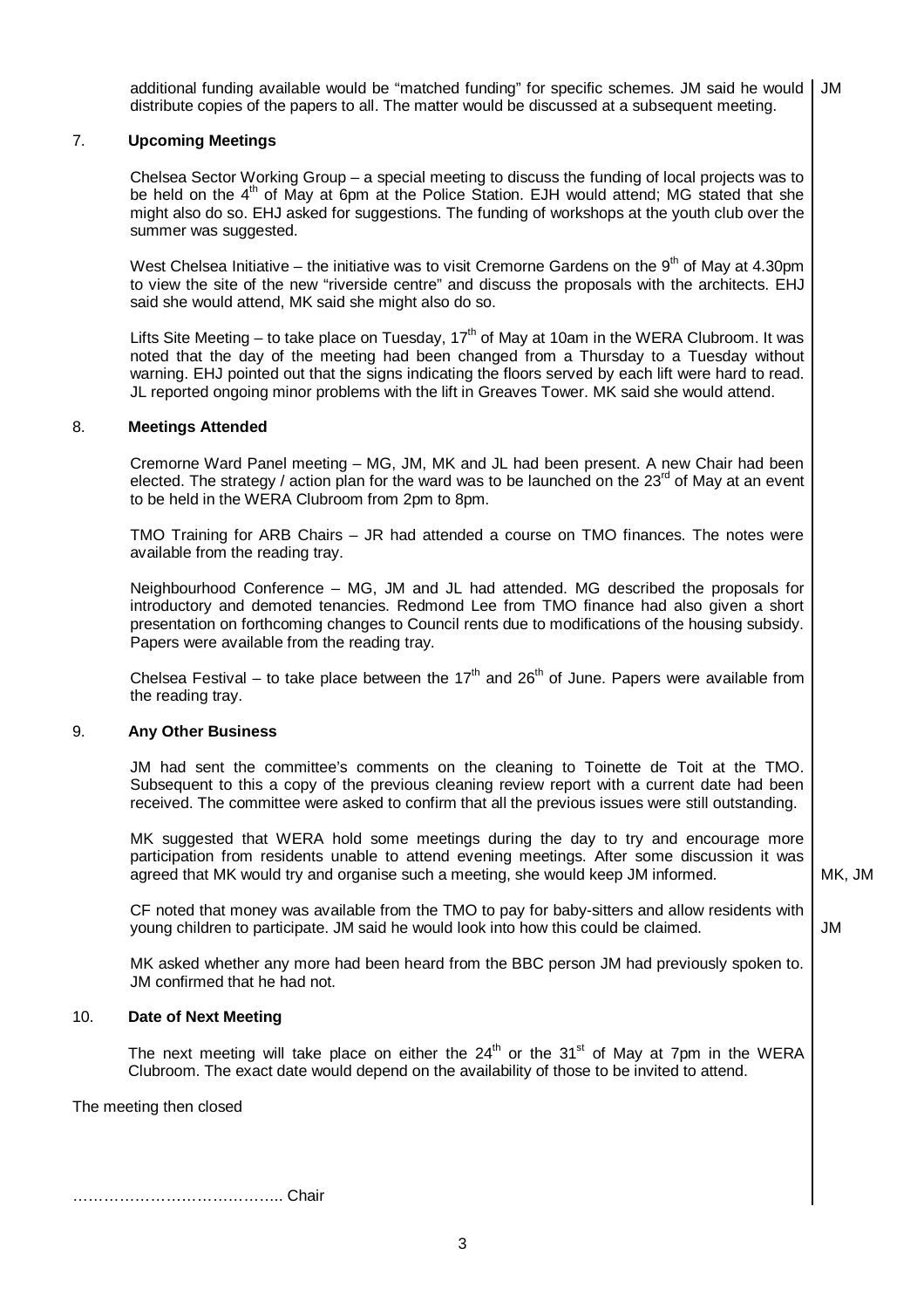additional funding available would be "matched funding" for specific schemes. JM said he would distribute copies of the papers to all. The matter would be discussed at a subsequent meeting. — JM

## 7. Upcoming Meetings

Chelsea Sector Working Group – a special meeting to discuss the funding of local projects was to be held on the 4th of May at 6pm at the Police Station. EJH would attend; MG stated that she might also do so. EJH asked for suggestions. The funding of workshops at the youth club over the summer was suggested.

West Chelsea Initiative – the initiative was to visit Cremorne Gardens on the 9th of May at 4.30pm to view the site of the new "riverside centre" and discuss the proposals with the architects. EJH said she would attend, MK said she might also do so.

Lifts Site Meeting – to take place on Tuesday, 17th of May at 10am in the WERA Clubroom. It was noted that the day of the meeting had been changed from a Thursday to a Tuesday without warning. EJH pointed out that the signs indicating the floors served by each lift were hard to read. JL reported ongoing minor problems with the lift in Greaves Tower. MK said she would attend.

## 8. Meetings Attended

Cremorne Ward Panel meeting – MG, JM, MK and JL had been present. A new Chair had been elected. The strategy / action plan for the ward was to be launched on the 23rd of May at an event to be held in the WERA Clubroom from 2pm to 8pm.

TMO Training for ARB Chairs – JR had attended a course on TMO finances. The notes were available from the reading tray.

Neighbourhood Conference – MG, JM and JL had attended. MG described the proposals for introductory and demoted tenancies. Redmond Lee from TMO finance had also given a short presentation on forthcoming changes to Council rents due to modifications of the housing subsidy. Papers were available from the reading tray.

Chelsea Festival – to take place between the 17th and 26th of June. Papers were available from the reading tray.

## 9. Any Other Business

JM had sent the committee's comments on the cleaning to Toinette de Toit at the TMO. Subsequent to this a copy of the previous cleaning review report with a current date had been received. The committee were asked to confirm that all the previous issues were still outstanding.

MK suggested that WERA hold some meetings during the day to try and encourage more participation from residents unable to attend evening meetings. After some discussion it was agreed that MK would try and organise such a meeting, she would keep JM informed. — MK, JM

CF noted that money was available from the TMO to pay for baby-sitters and allow residents with young children to participate. JM said he would look into how this could be claimed. — JM

MK asked whether any more had been heard from the BBC person JM had previously spoken to. JM confirmed that he had not.

## 10. Date of Next Meeting

The next meeting will take place on either the 24th or the 31st of May at 7pm in the WERA Clubroom. The exact date would depend on the availability of those to be invited to attend.

The meeting then closed

………………………………….. Chair